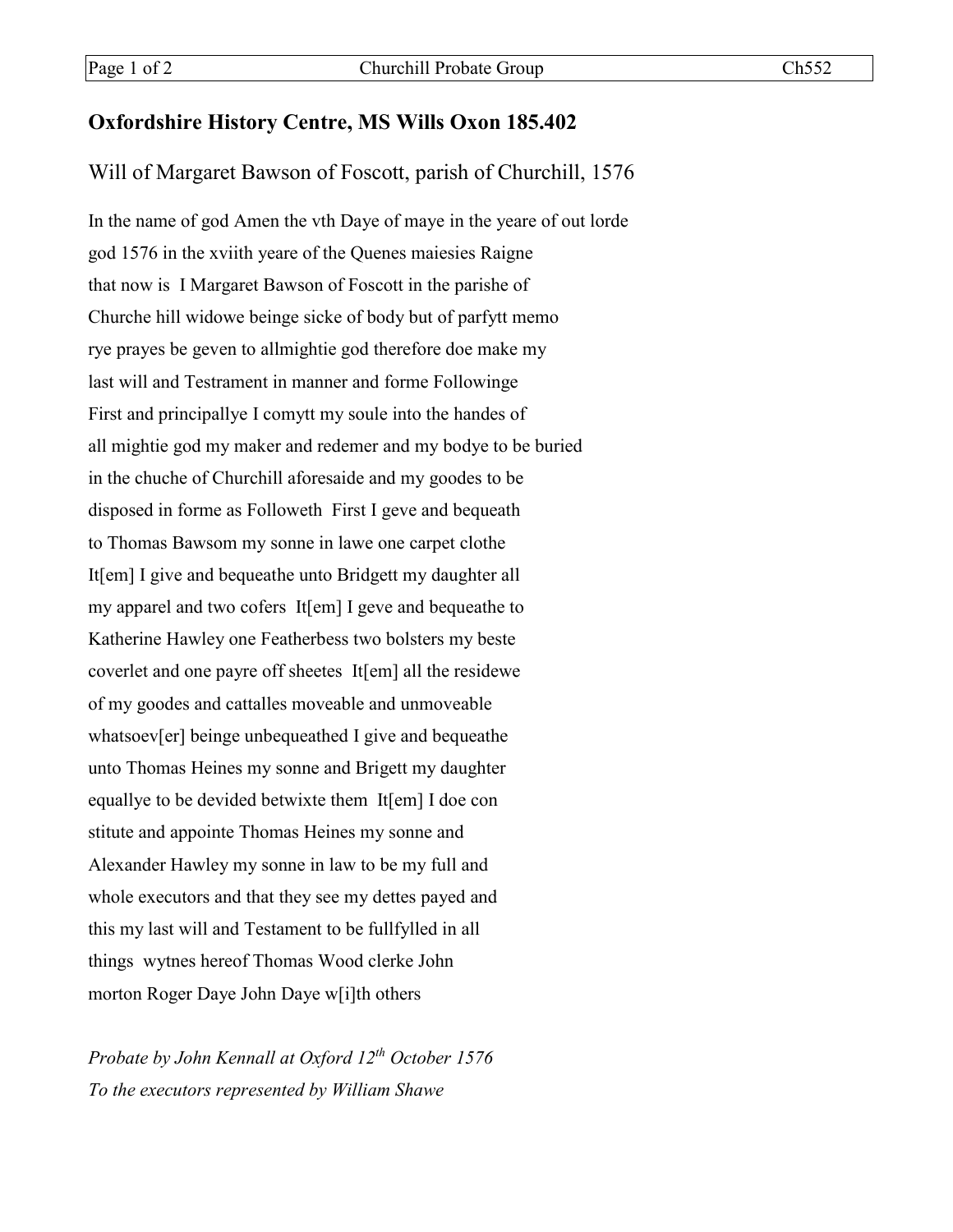## Oxfordshire History Centre, MS Wills Oxon 185.402

Will of Margaret Bawson of Foscott, parish of Churchill, 1576

In the name of god Amen the vth Daye of maye in the yeare of out lorde
god 1576 in the xviith yeare of the Quenes maiesies Raigne
that now is I Margaret Bawson of Foscott in the parishe of
Churche hill widowe beinge sicke of body but of parfytt memo
rye prayes be geven to allmightie god therefore doe make my
last will and Testrament in manner and forme Followinge
First and principallye I comytt my soule into the handes of
all mightie god my maker and redemer and my bodye to be buried
in the chuche of Churchill aforesaide and my goodes to be
disposed in forme as Followeth First I geve and bequeath
to Thomas Bawsom my sonne in lawe one carpet clothe
It[em] I give and bequeathe unto Bridgett my daughter all
my apparel and two cofers It[em] I geve and bequeathe to
Katherine Hawley one Featherbess two bolsters my beste
coverlet and one payre off sheetes It[em] all the residewe
of my goodes and cattalles moveable and unmoveable
whatsoev[er] beinge unbequeathed I give and bequeathe
unto Thomas Heines my sonne and Brigett my daughter
equallye to be devided betwixte them It[em] I doe con
stitute and appointe Thomas Heines my sonne and
Alexander Hawley my sonne in law to be my full and
whole executors and that they see my dettes payed and
this my last will and Testament to be fullfylled in all
things wytnes hereof Thomas Wood clerke John
morton Roger Daye John Daye w[i]th others

*Probate by John Kennall at Oxford 12th October 1576*
*To the executors represented by William Shawe*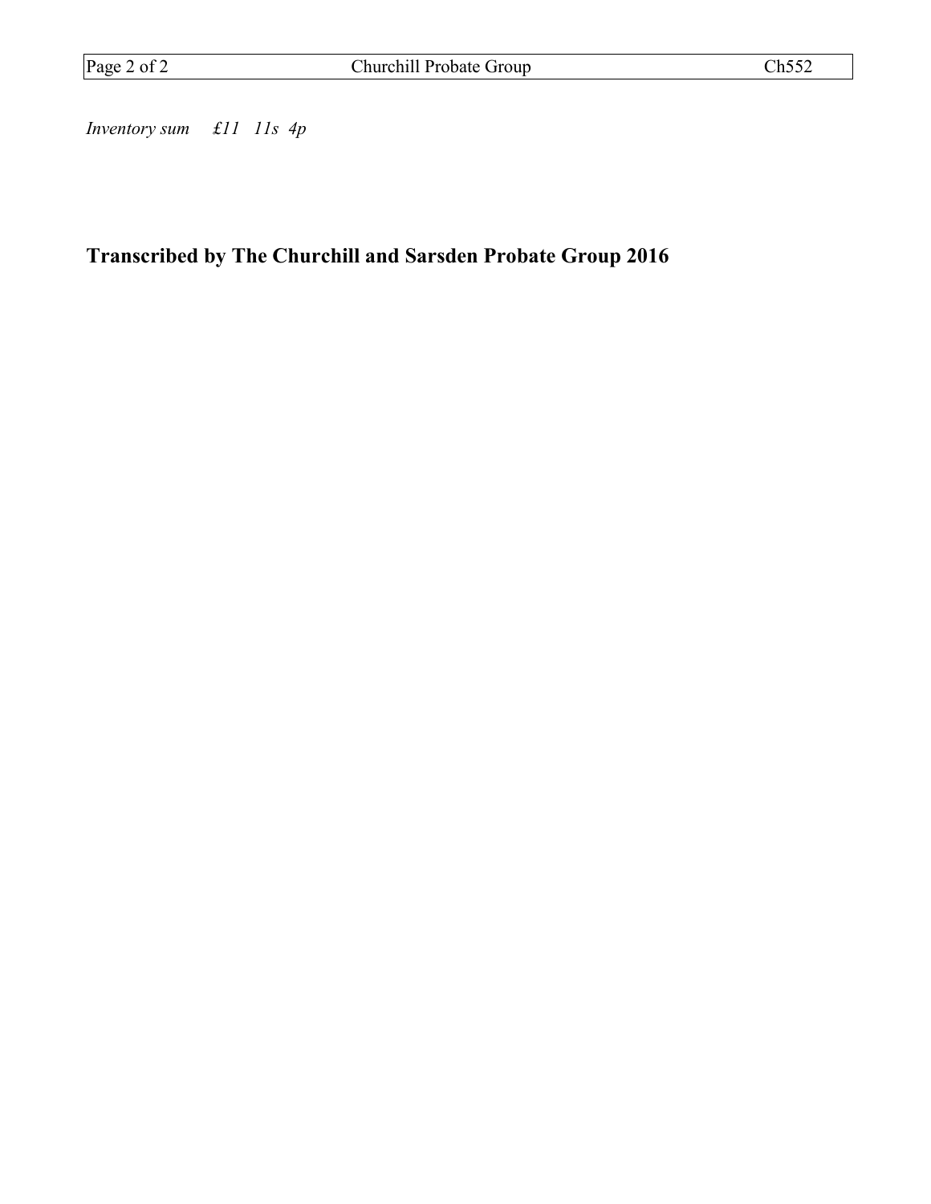*Inventory sum £11 11s 4p*

**Transcribed by The Churchill and Sarsden Probate Group 2016**